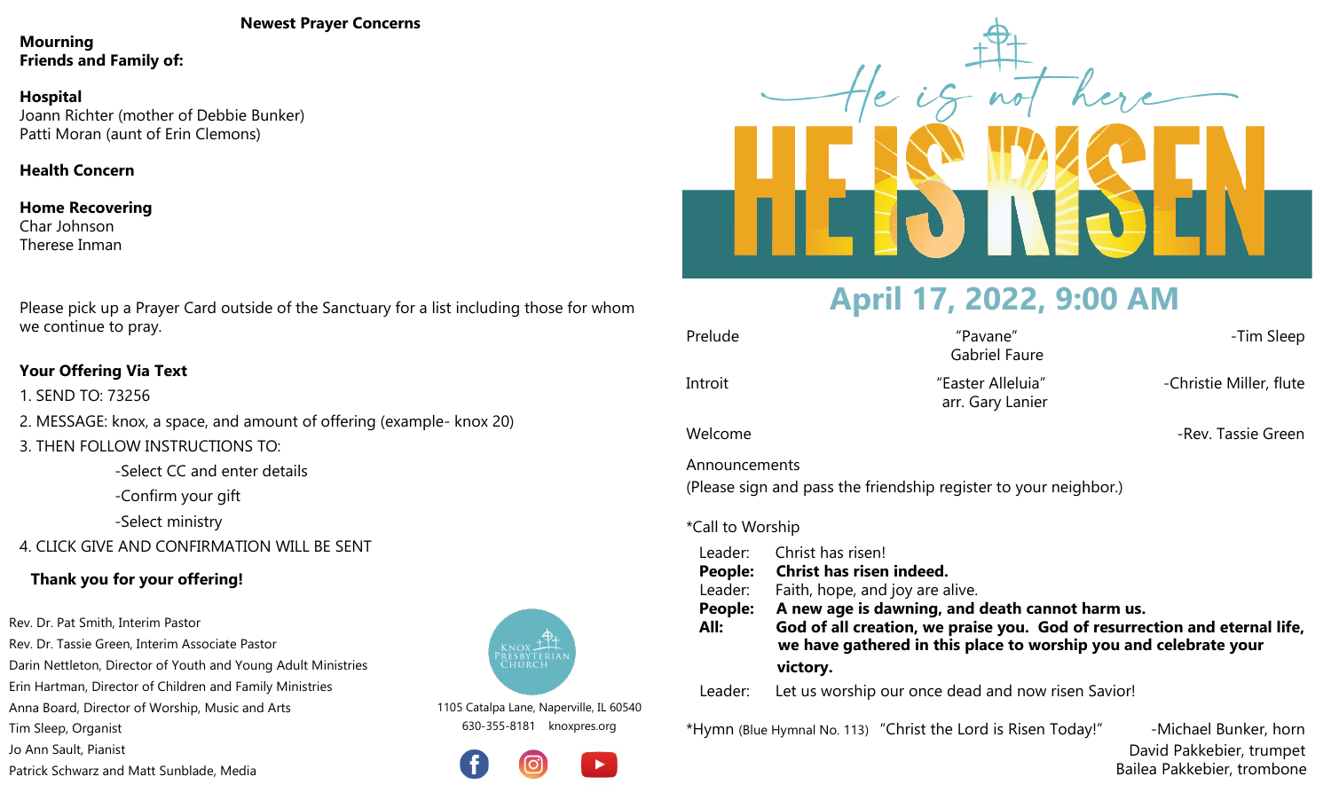## Newest Prayer Concerns

**Mourning**
**Friends and Family of:**

**Hospital**
Joann Richter (mother of Debbie Bunker)
Patti Moran (aunt of Erin Clemons)

**Health Concern**

**Home Recovering**
Char Johnson
Therese Inman

Please pick up a Prayer Card outside of the Sanctuary for a list including those for whom we continue to pray.

**Your Offering Via Text**

1. SEND TO: 73256
2. MESSAGE: knox, a space, and amount of offering (example- knox 20)
3. THEN FOLLOW INSTRUCTIONS TO:
   - -Select CC and enter details
   - -Confirm your gift
   - -Select ministry
4. CLICK GIVE AND CONFIRMATION WILL BE SENT

**Thank you for your offering!**

Rev. Dr. Pat Smith, Interim Pastor
Rev. Dr. Tassie Green, Interim Associate Pastor
Darin Nettleton, Director of Youth and Young Adult Ministries
Erin Hartman, Director of Children and Family Ministries
Anna Board, Director of Worship, Music and Arts
Tim Sleep, Organist
Jo Ann Sault, Pianist
Patrick Schwarz and Matt Sunblade, Media

Knox Presbyterian Church
1105 Catalpa Lane, Naperville, IL 60540
630-355-8181 knoxpres.org

He is not here
# HE IS RISEN

## April 17, 2022, 9:00 AM

Prelude — "Pavane" Gabriel Faure — -Tim Sleep

Introit — "Easter Alleluia" arr. Gary Lanier — -Christie Miller, flute

Welcome — -Rev. Tassie Green

Announcements
(Please sign and pass the friendship register to your neighbor.)

*Call to Worship

Leader: Christ has risen!
**People: Christ has risen indeed.**
Leader: Faith, hope, and joy are alive.
**People: A new age is dawning, and death cannot harm us.**
**All: God of all creation, we praise you. God of resurrection and eternal life, we have gathered in this place to worship you and celebrate your victory.**
Leader: Let us worship our once dead and now risen Savior!

*Hymn (Blue Hymnal No. 113) "Christ the Lord is Risen Today!" — -Michael Bunker, horn
David Pakkebier, trumpet
Bailea Pakkebier, trombone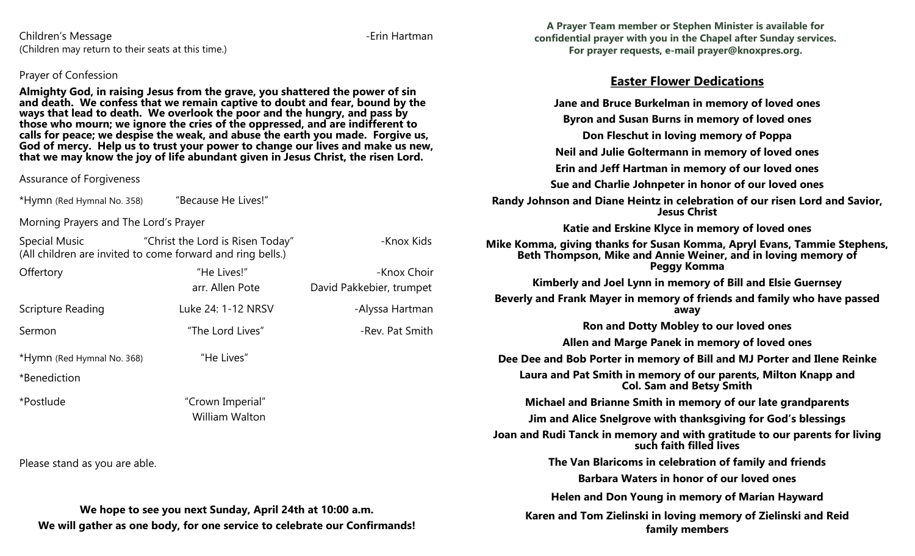Children's Message -Erin Hartman
(Children may return to their seats at this time.)

Prayer of Confession

**Almighty God, in raising Jesus from the grave, you shattered the power of sin and death. We confess that we remain captive to doubt and fear, bound by the ways that lead to death. We overlook the poor and the hungry, and pass by those who mourn; we ignore the cries of the oppressed, and are indifferent to calls for peace; we despise the weak, and abuse the earth you made. Forgive us, God of mercy. Help us to trust your power to change our lives and make us new, that we may know the joy of life abundant given in Jesus Christ, the risen Lord.**

Assurance of Forgiveness

*Hymn (Red Hymnal No. 358) "Because He Lives!"

Morning Prayers and The Lord's Prayer

Special Music "Christ the Lord is Risen Today" -Knox Kids
(All children are invited to come forward and ring bells.)

Offertory "He Lives!" -Knox Choir
arr. Allen Pote David Pakkebier, trumpet

Scripture Reading Luke 24: 1-12 NRSV -Alyssa Hartman

Sermon "The Lord Lives" -Rev. Pat Smith

*Hymn (Red Hymnal No. 368) "He Lives"

*Benediction

*Postlude "Crown Imperial"
William Walton

Please stand as you are able.

**We hope to see you next Sunday, April 24th at 10:00 a.m.**
**We will gather as one body, for one service to celebrate our Confirmands!**

**A Prayer Team member or Stephen Minister is available for confidential prayer with you in the Chapel after Sunday services. For prayer requests, e-mail prayer@knoxpres.org.**

## Easter Flower Dedications

**Jane and Bruce Burkelman in memory of loved ones**

**Byron and Susan Burns in memory of loved ones**

**Don Fleschut in loving memory of Poppa**

**Neil and Julie Goltermann in memory of loved ones**

**Erin and Jeff Hartman in memory of our loved ones**

**Sue and Charlie Johnpeter in honor of our loved ones**

**Randy Johnson and Diane Heintz in celebration of our risen Lord and Savior, Jesus Christ**

**Katie and Erskine Klyce in memory of loved ones**

**Mike Komma, giving thanks for Susan Komma, Apryl Evans, Tammie Stephens, Beth Thompson, Mike and Annie Weiner, and in loving memory of Peggy Komma**

**Kimberly and Joel Lynn in memory of Bill and Elsie Guernsey**

**Beverly and Frank Mayer in memory of friends and family who have passed away**

**Ron and Dotty Mobley to our loved ones**

**Allen and Marge Panek in memory of loved ones**

**Dee Dee and Bob Porter in memory of Bill and MJ Porter and Ilene Reinke**

**Laura and Pat Smith in memory of our parents, Milton Knapp and Col. Sam and Betsy Smith**

**Michael and Brianne Smith in memory of our late grandparents**

**Jim and Alice Snelgrove with thanksgiving for God's blessings**

**Joan and Rudi Tanck in memory and with gratitude to our parents for living such faith filled lives**

**The Van Blaricoms in celebration of family and friends**

**Barbara Waters in honor of our loved ones**

**Helen and Don Young in memory of Marian Hayward**

**Karen and Tom Zielinski in loving memory of Zielinski and Reid family members**